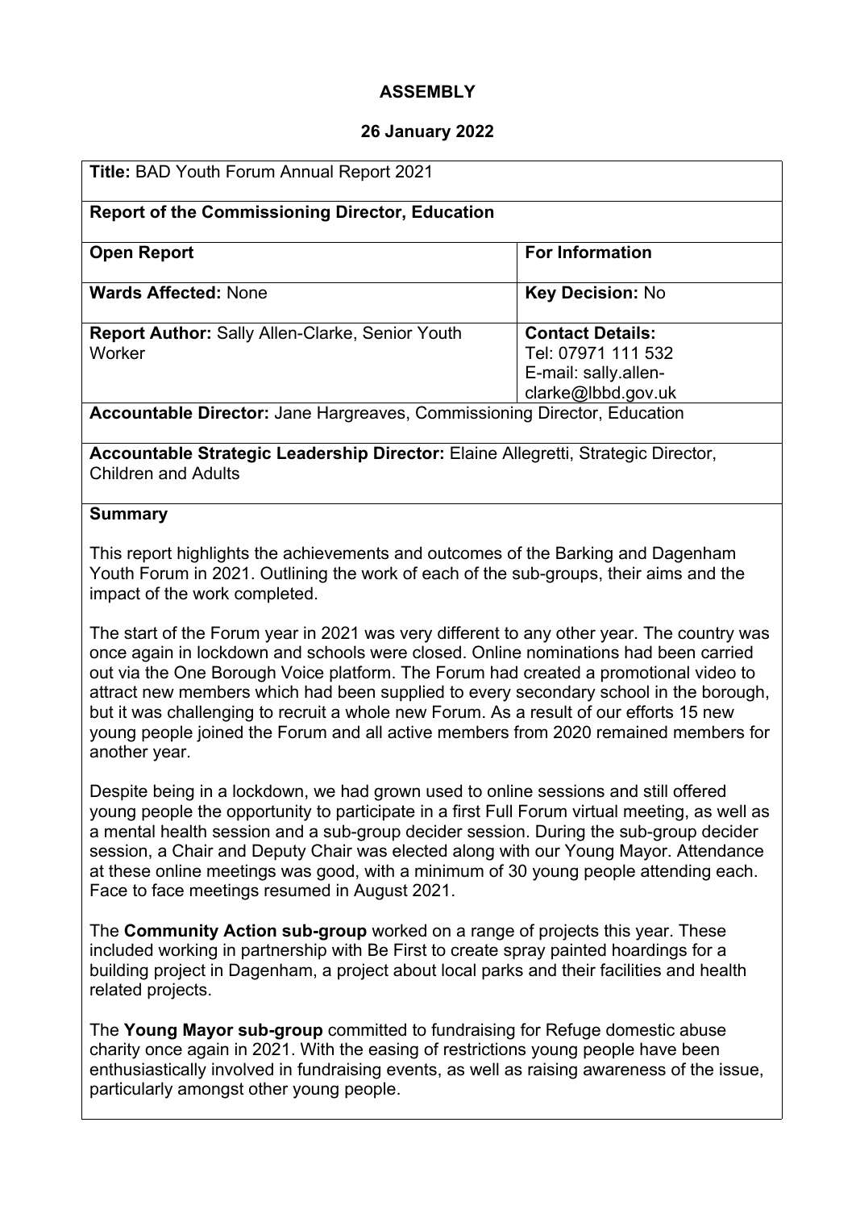# ASSEMBLY

## 26 January 2022

| **Title:** BAD Youth Forum Annual Report 2021 | |
|---|---|
| **Report of the Commissioning Director, Education** | |
| **Open Report** | **For Information** |
| **Wards Affected:** None | **Key Decision:** No |
| **Report Author:** Sally Allen-Clarke, Senior Youth Worker | **Contact Details:** Tel: 07971 111 532 E-mail: sally.allen-clarke@lbbd.gov.uk |
| **Accountable Director:** Jane Hargreaves, Commissioning Director, Education | |
| **Accountable Strategic Leadership Director:** Elaine Allegretti, Strategic Director, Children and Adults | |

**Summary**

This report highlights the achievements and outcomes of the Barking and Dagenham Youth Forum in 2021. Outlining the work of each of the sub-groups, their aims and the impact of the work completed.

The start of the Forum year in 2021 was very different to any other year. The country was once again in lockdown and schools were closed. Online nominations had been carried out via the One Borough Voice platform. The Forum had created a promotional video to attract new members which had been supplied to every secondary school in the borough, but it was challenging to recruit a whole new Forum. As a result of our efforts 15 new young people joined the Forum and all active members from 2020 remained members for another year.

Despite being in a lockdown, we had grown used to online sessions and still offered young people the opportunity to participate in a first Full Forum virtual meeting, as well as a mental health session and a sub-group decider session. During the sub-group decider session, a Chair and Deputy Chair was elected along with our Young Mayor. Attendance at these online meetings was good, with a minimum of 30 young people attending each. Face to face meetings resumed in August 2021.

The **Community Action sub-group** worked on a range of projects this year. These included working in partnership with Be First to create spray painted hoardings for a building project in Dagenham, a project about local parks and their facilities and health related projects.

The **Young Mayor sub-group** committed to fundraising for Refuge domestic abuse charity once again in 2021. With the easing of restrictions young people have been enthusiastically involved in fundraising events, as well as raising awareness of the issue, particularly amongst other young people.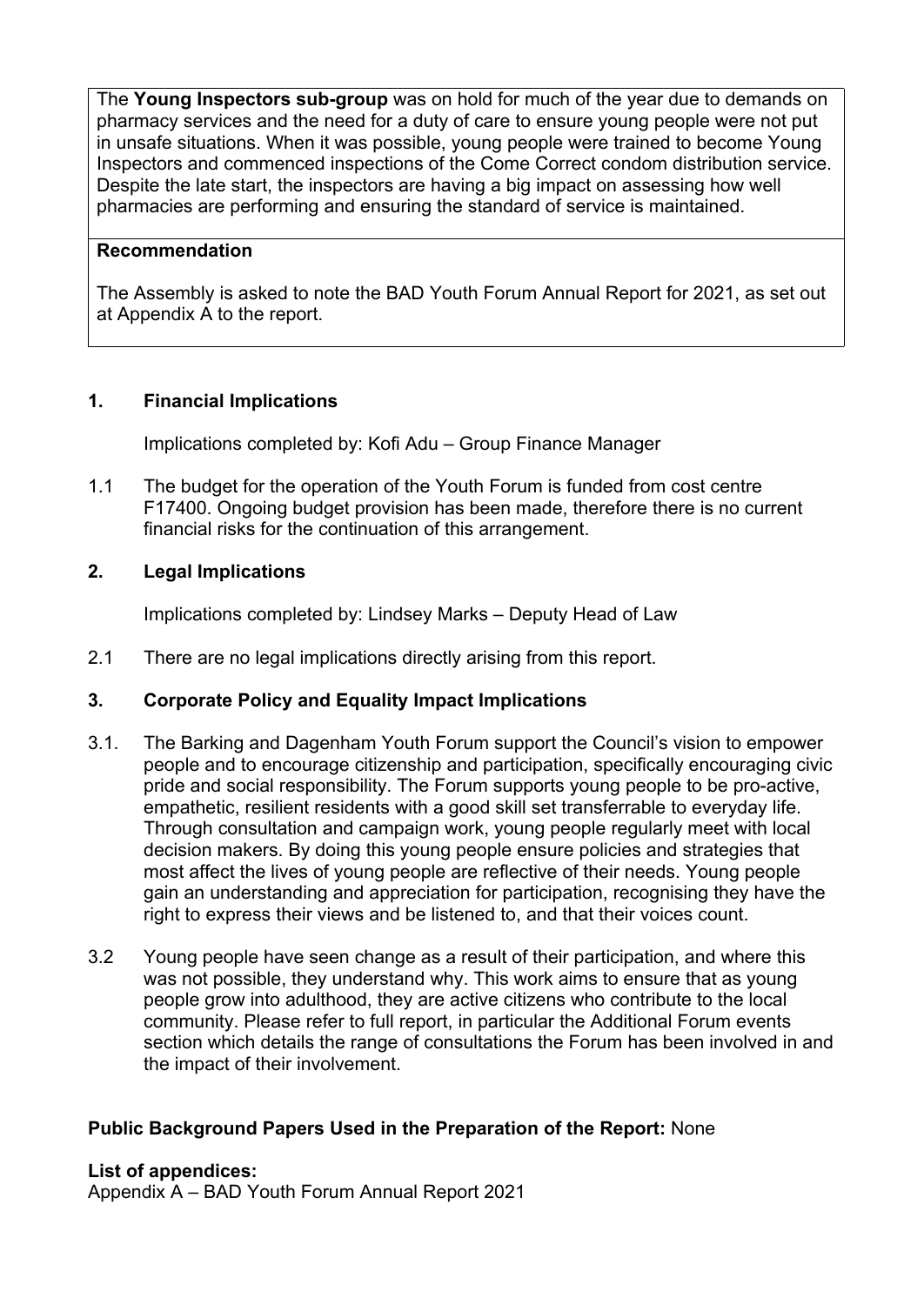The **Young Inspectors sub-group** was on hold for much of the year due to demands on pharmacy services and the need for a duty of care to ensure young people were not put in unsafe situations. When it was possible, young people were trained to become Young Inspectors and commenced inspections of the Come Correct condom distribution service. Despite the late start, the inspectors are having a big impact on assessing how well pharmacies are performing and ensuring the standard of service is maintained.

**Recommendation**

The Assembly is asked to note the BAD Youth Forum Annual Report for 2021, as set out at Appendix A to the report.

## 1. Financial Implications

Implications completed by: Kofi Adu – Group Finance Manager

1.1 The budget for the operation of the Youth Forum is funded from cost centre F17400. Ongoing budget provision has been made, therefore there is no current financial risks for the continuation of this arrangement.

## 2. Legal Implications

Implications completed by: Lindsey Marks – Deputy Head of Law

2.1 There are no legal implications directly arising from this report.

## 3. Corporate Policy and Equality Impact Implications

3.1. The Barking and Dagenham Youth Forum support the Council's vision to empower people and to encourage citizenship and participation, specifically encouraging civic pride and social responsibility. The Forum supports young people to be pro-active, empathetic, resilient residents with a good skill set transferrable to everyday life. Through consultation and campaign work, young people regularly meet with local decision makers. By doing this young people ensure policies and strategies that most affect the lives of young people are reflective of their needs. Young people gain an understanding and appreciation for participation, recognising they have the right to express their views and be listened to, and that their voices count.

3.2 Young people have seen change as a result of their participation, and where this was not possible, they understand why. This work aims to ensure that as young people grow into adulthood, they are active citizens who contribute to the local community. Please refer to full report, in particular the Additional Forum events section which details the range of consultations the Forum has been involved in and the impact of their involvement.

**Public Background Papers Used in the Preparation of the Report:** None

**List of appendices:**
Appendix A – BAD Youth Forum Annual Report 2021